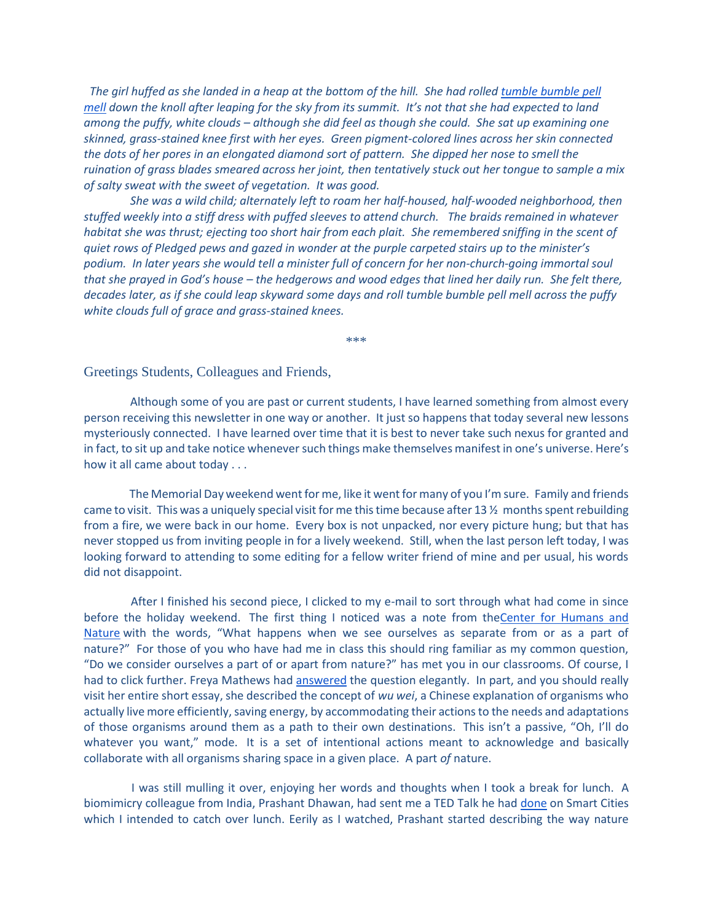*The girl huffed as she landed in a heap at the bottom of the hill. She had rolled tumble bumble pell mell down the knoll after leaping for the sky from its summit. It's not that she had expected to land among the puffy, white clouds – although she did feel as though she could. She sat up examining one skinned, grass-stained knee first with her eyes. Green pigment-colored lines across her skin connected the dots of her pores in an elongated diamond sort of pattern. She dipped her nose to smell the ruination of grass blades smeared across her joint, then tentatively stuck out her tongue to sample a mix of salty sweat with the sweet of vegetation. It was good.*

*She was a wild child; alternately left to roam her half-housed, half-wooded neighborhood, then stuffed weekly into a stiff dress with puffed sleeves to attend church. The braids remained in whatever habitat she was thrust; ejecting too short hair from each plait. She remembered sniffing in the scent of quiet rows of Pledged pews and gazed in wonder at the purple carpeted stairs up to the minister's podium. In later years she would tell a minister full of concern for her non-church-going immortal soul that she prayed in God's house – the hedgerows and wood edges that lined her daily run. She felt there, decades later, as if she could leap skyward some days and roll tumble bumble pell mell across the puffy white clouds full of grace and grass-stained knees.*

***

Greetings Students, Colleagues and Friends,

Although some of you are past or current students, I have learned something from almost every person receiving this newsletter in one way or another. It just so happens that today several new lessons mysteriously connected. I have learned over time that it is best to never take such nexus for granted and in fact, to sit up and take notice whenever such things make themselves manifest in one's universe. Here's how it all came about today . . .

The Memorial Day weekend went for me, like it went for many of you I'm sure. Family and friends came to visit. This was a uniquely special visit for me this time because after 13 ½ months spent rebuilding from a fire, we were back in our home. Every box is not unpacked, nor every picture hung; but that has never stopped us from inviting people in for a lively weekend. Still, when the last person left today, I was looking forward to attending to some editing for a fellow writer friend of mine and per usual, his words did not disappoint.

After I finished his second piece, I clicked to my e-mail to sort through what had come in since before the holiday weekend. The first thing I noticed was a note from theCenter for Humans and Nature with the words, "What happens when we see ourselves as separate from or as a part of nature?" For those of you who have had me in class this should ring familiar as my common question, "Do we consider ourselves a part of or apart from nature?" has met you in our classrooms. Of course, I had to click further. Freya Mathews had answered the question elegantly. In part, and you should really visit her entire short essay, she described the concept of *wu wei*, a Chinese explanation of organisms who actually live more efficiently, saving energy, by accommodating their actions to the needs and adaptations of those organisms around them as a path to their own destinations. This isn't a passive, "Oh, I'll do whatever you want," mode. It is a set of intentional actions meant to acknowledge and basically collaborate with all organisms sharing space in a given place. A part *of* nature.

I was still mulling it over, enjoying her words and thoughts when I took a break for lunch. A biomimicry colleague from India, Prashant Dhawan, had sent me a TED Talk he had done on Smart Cities which I intended to catch over lunch. Eerily as I watched, Prashant started describing the way nature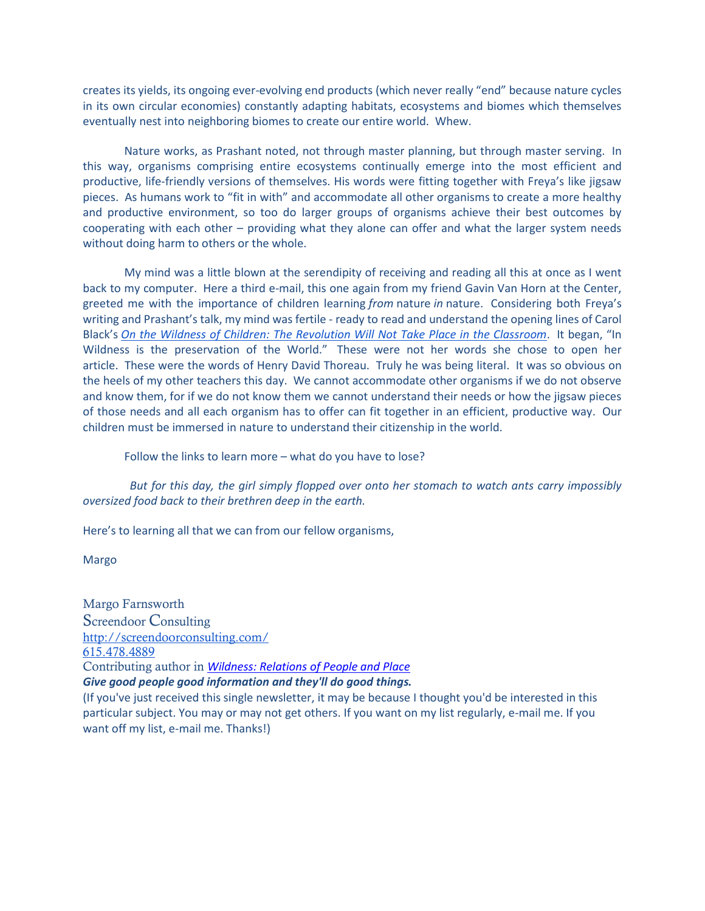creates its yields, its ongoing ever-evolving end products (which never really "end" because nature cycles in its own circular economies) constantly adapting habitats, ecosystems and biomes which themselves eventually nest into neighboring biomes to create our entire world. Whew.

Nature works, as Prashant noted, not through master planning, but through master serving. In this way, organisms comprising entire ecosystems continually emerge into the most efficient and productive, life-friendly versions of themselves. His words were fitting together with Freya's like jigsaw pieces. As humans work to "fit in with" and accommodate all other organisms to create a more healthy and productive environment, so too do larger groups of organisms achieve their best outcomes by cooperating with each other – providing what they alone can offer and what the larger system needs without doing harm to others or the whole.

My mind was a little blown at the serendipity of receiving and reading all this at once as I went back to my computer. Here a third e-mail, this one again from my friend Gavin Van Horn at the Center, greeted me with the importance of children learning *from* nature *in* nature. Considering both Freya's writing and Prashant's talk, my mind was fertile - ready to read and understand the opening lines of Carol Black's *On the Wildness of Children: The Revolution Will Not Take Place in the Classroom*. It began, "In Wildness is the preservation of the World." These were not her words she chose to open her article. These were the words of Henry David Thoreau. Truly he was being literal. It was so obvious on the heels of my other teachers this day. We cannot accommodate other organisms if we do not observe and know them, for if we do not know them we cannot understand their needs or how the jigsaw pieces of those needs and all each organism has to offer can fit together in an efficient, productive way. Our children must be immersed in nature to understand their citizenship in the world.

Follow the links to learn more – what do you have to lose?

*But for this day, the girl simply flopped over onto her stomach to watch ants carry impossibly oversized food back to their brethren deep in the earth.*

Here's to learning all that we can from our fellow organisms,

Margo

Margo Farnsworth
Screendoor Consulting
http://screendoorconsulting.com/
615.478.4889
Contributing author in *Wildness: Relations of People and Place*
***Give good people good information and they'll do good things.***
(If you've just received this single newsletter, it may be because I thought you'd be interested in this particular subject. You may or may not get others. If you want on my list regularly, e-mail me. If you want off my list, e-mail me. Thanks!)